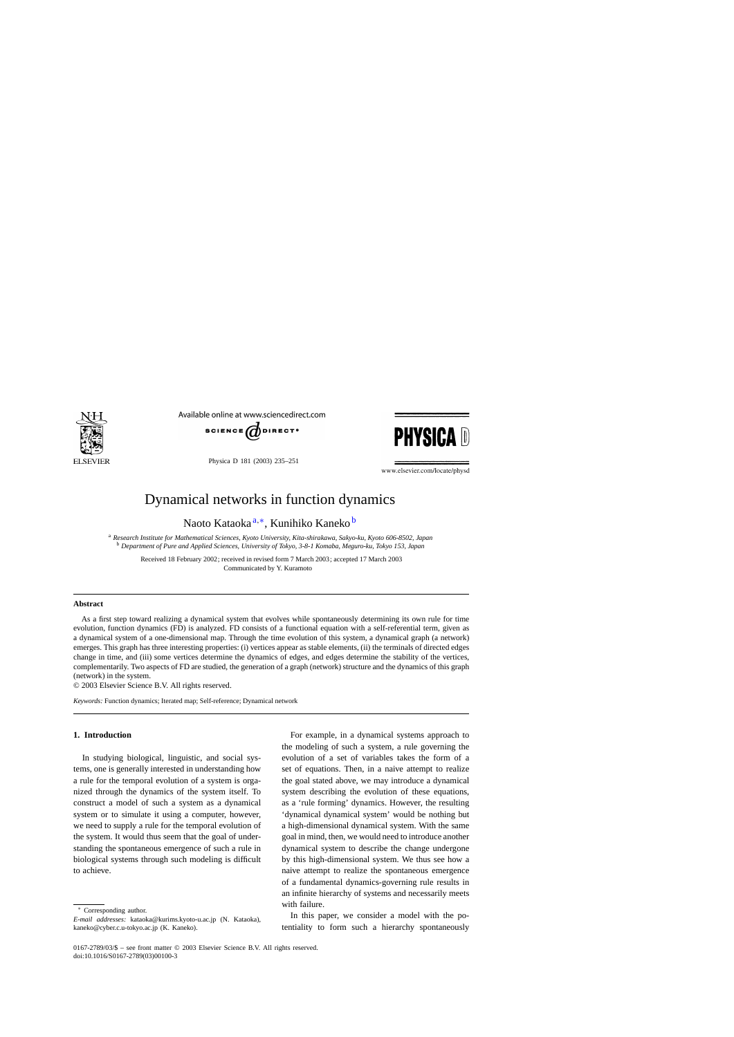# Dynamical networks in function dynamics

Naoto Kataoka [a,*], Kunihiko Kaneko [b]

[a] *Research Institute for Mathematical Sciences, Kyoto University, Kita-shirakawa, Sakyo-ku, Kyoto 606-8502, Japan*
[b] *Department of Pure and Applied Sciences, University of Tokyo, 3-8-1 Komaba, Meguro-ku, Tokyo 153, Japan*

Received 18 February 2002; received in revised form 7 March 2003; accepted 17 March 2003
Communicated by Y. Kuramoto

## Abstract

As a first step toward realizing a dynamical system that evolves while spontaneously determining its own rule for time evolution, function dynamics (FD) is analyzed. FD consists of a functional equation with a self-referential term, given as a dynamical system of a one-dimensional map. Through the time evolution of this system, a dynamical graph (a network) emerges. This graph has three interesting properties: (i) vertices appear as stable elements, (ii) the terminals of directed edges change in time, and (iii) some vertices determine the dynamics of edges, and edges determine the stability of the vertices, complementarily. Two aspects of FD are studied, the generation of a graph (network) structure and the dynamics of this graph (network) in the system.

© 2003 Elsevier Science B.V. All rights reserved.

*Keywords:* Function dynamics; Iterated map; Self-reference; Dynamical network

## 1. Introduction

In studying biological, linguistic, and social systems, one is generally interested in understanding how a rule for the temporal evolution of a system is organized through the dynamics of the system itself. To construct a model of such a system as a dynamical system or to simulate it using a computer, however, we need to supply a rule for the temporal evolution of the system. It would thus seem that the goal of understanding the spontaneous emergence of such a rule in biological systems through such modeling is difficult to achieve.

For example, in a dynamical systems approach to the modeling of such a system, a rule governing the evolution of a set of variables takes the form of a set of equations. Then, in a naive attempt to realize the goal stated above, we may introduce a dynamical system describing the evolution of these equations, as a 'rule forming' dynamics. However, the resulting 'dynamical dynamical system' would be nothing but a high-dimensional dynamical system. With the same goal in mind, then, we would need to introduce another dynamical system to describe the change undergone by this high-dimensional system. We thus see how a naive attempt to realize the spontaneous emergence of a fundamental dynamics-governing rule results in an infinite hierarchy of systems and necessarily meets with failure.

In this paper, we consider a model with the potentiality to form such a hierarchy spontaneously

* Corresponding author.
*E-mail addresses:* kataoka@kurims.kyoto-u.ac.jp (N. Kataoka), kaneko@cyber.c.u-tokyo.ac.jp (K. Kaneko).

0167-2789/03/$ – see front matter © 2003 Elsevier Science B.V. All rights reserved.
doi:10.1016/S0167-2789(03)00100-3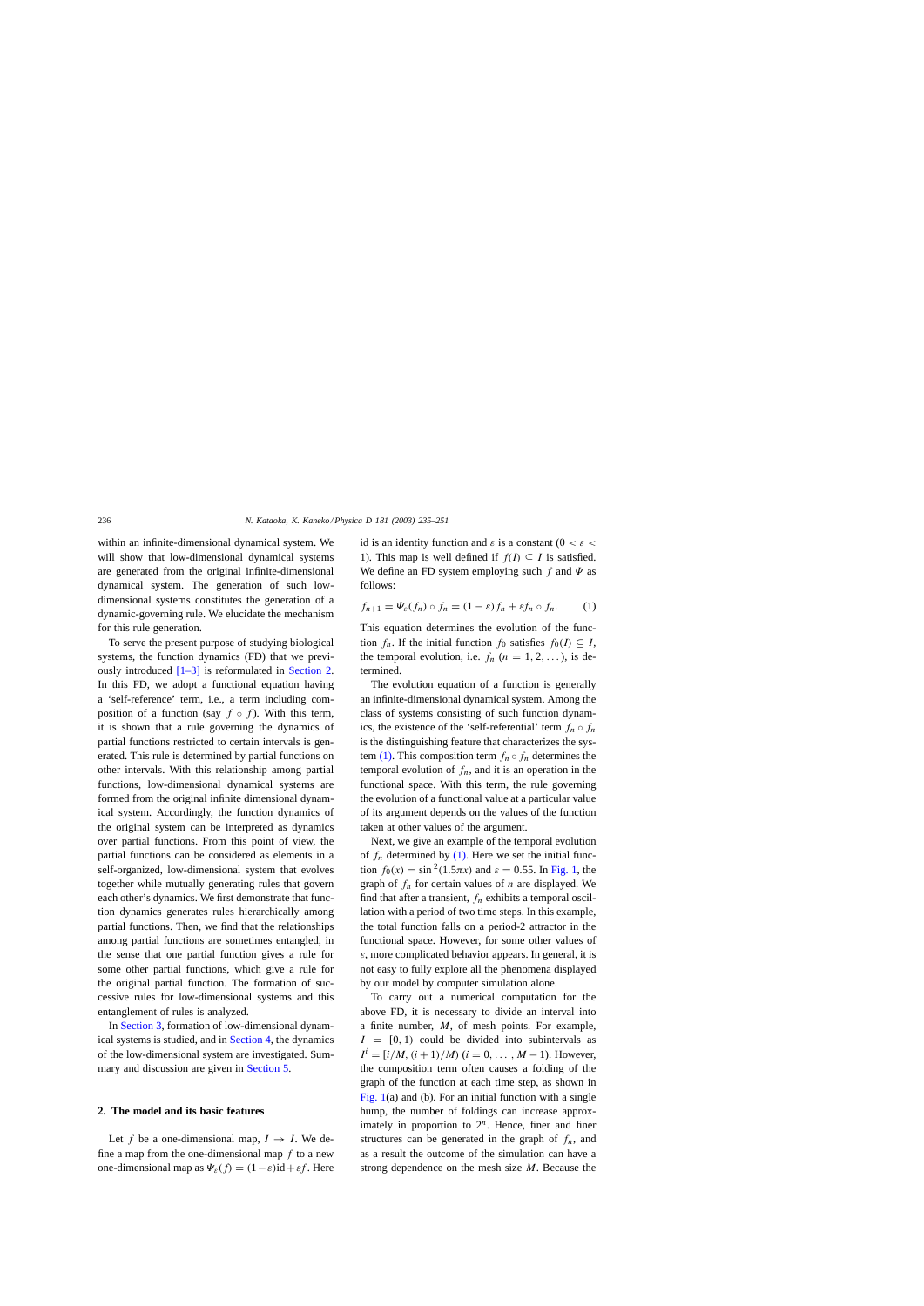within an infinite-dimensional dynamical system. We will show that low-dimensional dynamical systems are generated from the original infinite-dimensional dynamical system. The generation of such low-dimensional systems constitutes the generation of a dynamic-governing rule. We elucidate the mechanism for this rule generation.

To serve the present purpose of studying biological systems, the function dynamics (FD) that we previously introduced [1–3] is reformulated in Section 2. In this FD, we adopt a functional equation having a 'self-reference' term, i.e., a term including composition of a function (say $f \circ f$). With this term, it is shown that a rule governing the dynamics of partial functions restricted to certain intervals is generated. This rule is determined by partial functions on other intervals. With this relationship among partial functions, low-dimensional dynamical systems are formed from the original infinite dimensional dynamical system. Accordingly, the function dynamics of the original system can be interpreted as dynamics over partial functions. From this point of view, the partial functions can be considered as elements in a self-organized, low-dimensional system that evolves together while mutually generating rules that govern each other's dynamics. We first demonstrate that function dynamics generates rules hierarchically among partial functions. Then, we find that the relationships among partial functions are sometimes entangled, in the sense that one partial function gives a rule for some other partial functions, which give a rule for the original partial function. The formation of successive rules for low-dimensional systems and this entanglement of rules is analyzed.

In Section 3, formation of low-dimensional dynamical systems is studied, and in Section 4, the dynamics of the low-dimensional system are investigated. Summary and discussion are given in Section 5.

## 2. The model and its basic features

Let $f$ be a one-dimensional map, $I \to I$. We define a map from the one-dimensional map $f$ to a new one-dimensional map as $\Psi_\varepsilon(f) = (1-\varepsilon)\mathrm{id} + \varepsilon f$. Here id is an identity function and $\varepsilon$ is a constant ($0 < \varepsilon < 1$). This map is well defined if $f(I) \subseteq I$ is satisfied. We define an FD system employing such $f$ and $\Psi$ as follows:

$$f_{n+1} = \Psi_\varepsilon(f_n) \circ f_n = (1-\varepsilon) f_n + \varepsilon f_n \circ f_n. \tag{1}$$

This equation determines the evolution of the function $f_n$. If the initial function $f_0$ satisfies $f_0(I) \subseteq I$, the temporal evolution, i.e. $f_n$ ($n = 1, 2, \dots$), is determined.

The evolution equation of a function is generally an infinite-dimensional dynamical system. Among the class of systems consisting of such function dynamics, the existence of the 'self-referential' term $f_n \circ f_n$ is the distinguishing feature that characterizes the system (1). This composition term $f_n \circ f_n$ determines the temporal evolution of $f_n$, and it is an operation in the functional space. With this term, the rule governing the evolution of a functional value at a particular value of its argument depends on the values of the function taken at other values of the argument.

Next, we give an example of the temporal evolution of $f_n$ determined by (1). Here we set the initial function $f_0(x) = \sin^2(1.5\pi x)$ and $\varepsilon = 0.55$. In Fig. 1, the graph of $f_n$ for certain values of $n$ are displayed. We find that after a transient, $f_n$ exhibits a temporal oscillation with a period of two time steps. In this example, the total function falls on a period-2 attractor in the functional space. However, for some other values of $\varepsilon$, more complicated behavior appears. In general, it is not easy to fully explore all the phenomena displayed by our model by computer simulation alone.

To carry out a numerical computation for the above FD, it is necessary to divide an interval into a finite number, $M$, of mesh points. For example, $I = [0, 1)$ could be divided into subintervals as $I^i = [i/M, (i+1)/M)$ ($i = 0, \dots, M-1$). However, the composition term often causes a folding of the graph of the function at each time step, as shown in Fig. 1(a) and (b). For an initial function with a single hump, the number of foldings can increase approximately in proportion to $2^n$. Hence, finer and finer structures can be generated in the graph of $f_n$, and as a result the outcome of the simulation can have a strong dependence on the mesh size $M$. Because the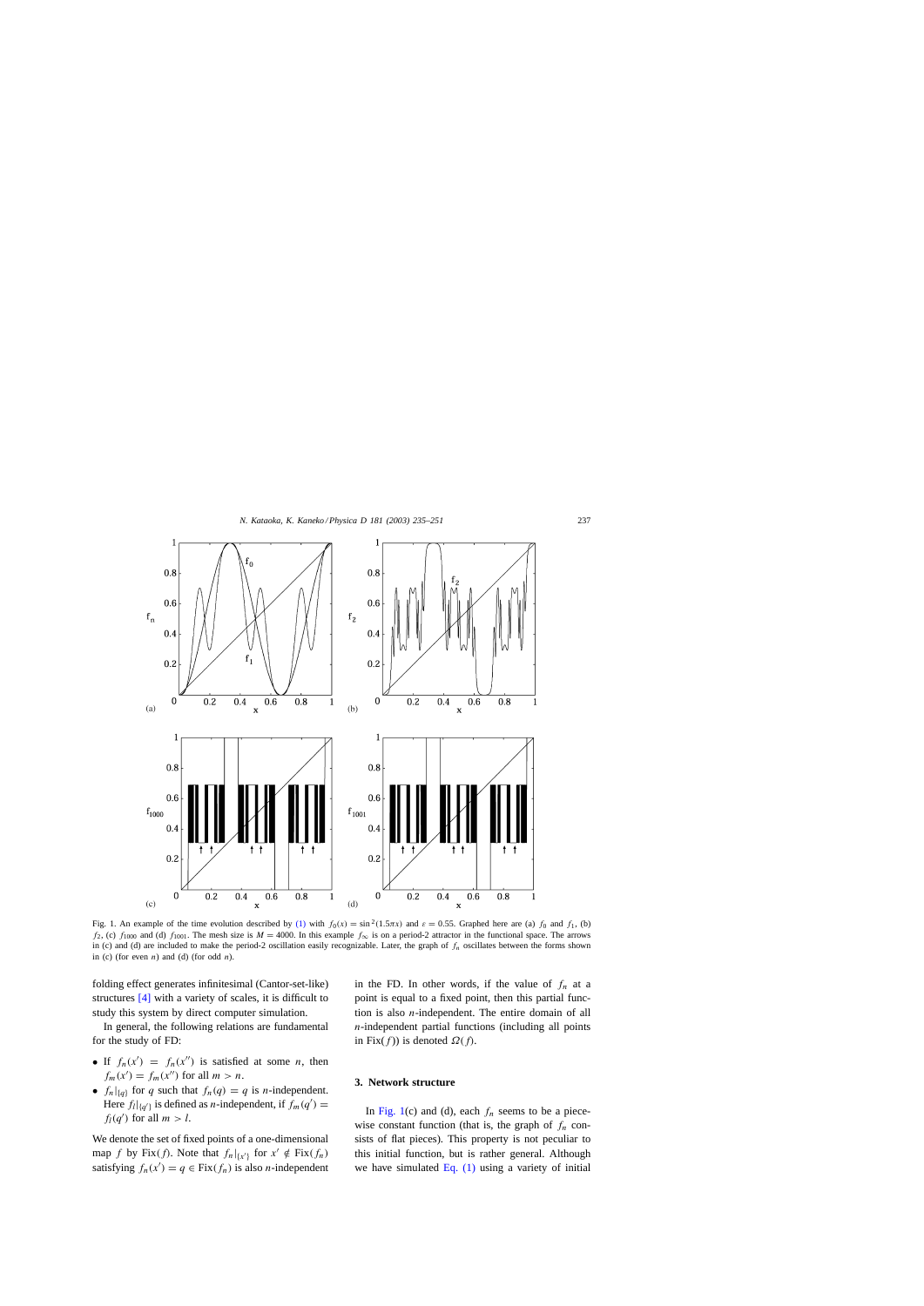Fig. 1. An example of the time evolution described by (1) with $f_0(x) = \sin^2(1.5\pi x)$ and $\varepsilon = 0.55$. Graphed here are (a) $f_0$ and $f_1$, (b) $f_2$, (c) $f_{1000}$ and (d) $f_{1001}$. The mesh size is $M = 4000$. In this example $f_\infty$ is on a period-2 attractor in the functional space. The arrows in (c) and (d) are included to make the period-2 oscillation easily recognizable. Later, the graph of $f_n$ oscillates between the forms shown in (c) (for even $n$) and (d) (for odd $n$).

folding effect generates infinitesimal (Cantor-set-like) structures [4] with a variety of scales, it is difficult to study this system by direct computer simulation.

In general, the following relations are fundamental for the study of FD:

- If $f_n(x') = f_n(x'')$ is satisfied at some $n$, then $f_m(x') = f_m(x'')$ for all $m > n$.
- $f_n|_{\{q\}}$ for $q$ such that $f_n(q) = q$ is $n$-independent. Here $f_l|_{\{q'\}}$ is defined as $n$-independent, if $f_m(q') = f_l(q')$ for all $m > l$.

We denote the set of fixed points of a one-dimensional map $f$ by $\mathrm{Fix}(f)$. Note that $f_n|_{\{x'\}}$ for $x' \notin \mathrm{Fix}(f_n)$ satisfying $f_n(x') = q \in \mathrm{Fix}(f_n)$ is also $n$-independent in the FD. In other words, if the value of $f_n$ at a point is equal to a fixed point, then this partial function is also $n$-independent. The entire domain of all $n$-independent partial functions (including all points in $\mathrm{Fix}(f)$) is denoted $\Omega(f)$.

## 3. Network structure

In Fig. 1(c) and (d), each $f_n$ seems to be a piecewise constant function (that is, the graph of $f_n$ consists of flat pieces). This property is not peculiar to this initial function, but is rather general. Although we have simulated Eq. (1) using a variety of initial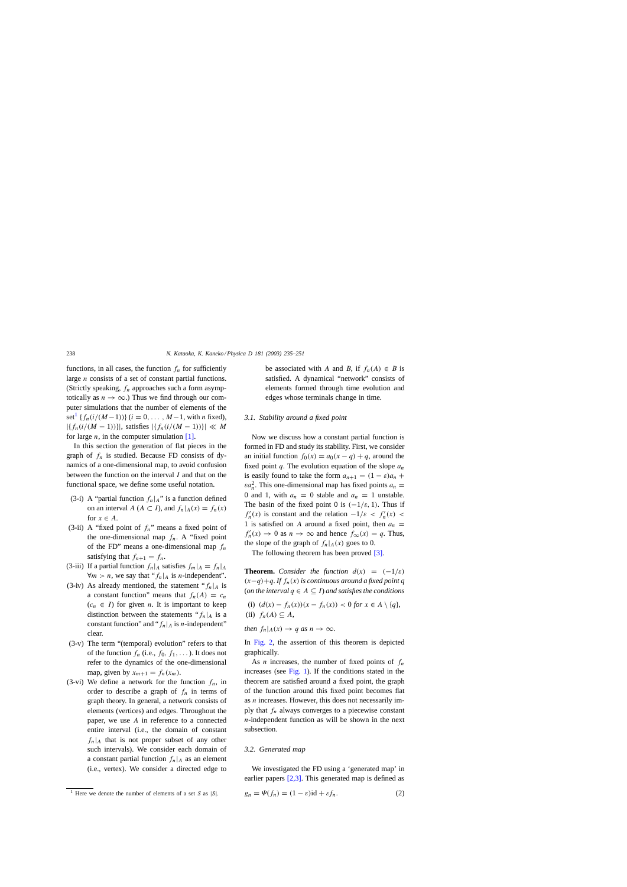functions, in all cases, the function $f_n$ for sufficiently large $n$ consists of a set of constant partial functions. (Strictly speaking, $f_n$ approaches such a form asymptotically as $n \to \infty$.) Thus we find through our computer simulations that the number of elements of the set[1] $\{f_n(i/(M-1))\}$ $(i = 0, \ldots, M-1$, with $n$ fixed), $|\{f_n(i/(M-1))\}|$, satisfies $|\{f_n(i/(M-1))\}| \ll M$ for large $n$, in the computer simulation [1].

In this section the generation of flat pieces in the graph of $f_n$ is studied. Because FD consists of dynamics of a one-dimensional map, to avoid confusion between the function on the interval $I$ and that on the functional space, we define some useful notation.

- (3-i) A "partial function $f_n|_A$" is a function defined on an interval $A$ ($A \subset I$), and $f_n|_A(x) = f_n(x)$ for $x \in A$.
- (3-ii) A "fixed point of $f_n$" means a fixed point of the one-dimensional map $f_n$. A "fixed point of the FD" means a one-dimensional map $f_n$ satisfying that $f_{n+1} = f_n$.
- (3-iii) If a partial function $f_n|_A$ satisfies $f_m|_A = f_n|_A$ $\forall m > n$, we say that "$f_n|_A$ is $n$-independent".
- (3-iv) As already mentioned, the statement "$f_n|_A$ is a constant function" means that $f_n(A) = c_n$ ($c_n \in I$) for given $n$. It is important to keep distinction between the statements "$f_n|_A$ is a constant function" and "$f_n|_A$ is $n$-independent" clear.
- (3-v) The term "(temporal) evolution" refers to that of the function $f_n$ (i.e., $f_0, f_1, \ldots$). It does not refer to the dynamics of the one-dimensional map, given by $x_{m+1} = f_n(x_m)$.
- (3-vi) We define a network for the function $f_n$, in order to describe a graph of $f_n$ in terms of graph theory. In general, a network consists of elements (vertices) and edges. Throughout the paper, we use $A$ in reference to a connected entire interval (i.e., the domain of constant $f_n|_A$ that is not proper subset of any other such intervals). We consider each domain of a constant partial function $f_n|_A$ as an element (i.e., vertex). We consider a directed edge to be associated with $A$ and $B$, if $f_n(A) \in B$ is satisfied. A dynamical "network" consists of elements formed through time evolution and edges whose terminals change in time.

### 3.1. Stability around a fixed point

Now we discuss how a constant partial function is formed in FD and study its stability. First, we consider an initial function $f_0(x) = a_0(x-q) + q$, around the fixed point $q$. The evolution equation of the slope $a_n$ is easily found to take the form $a_{n+1} = (1-\varepsilon)a_n + \varepsilon a_n^2$. This one-dimensional map has fixed points $a_n = 0$ and 1, with $a_n = 0$ stable and $a_n = 1$ unstable. The basin of the fixed point 0 is $(-1/\varepsilon, 1)$. Thus if $f_n'(x)$ is constant and the relation $-1/\varepsilon < f_n'(x) < 1$ is satisfied on $A$ around a fixed point, then $a_n = f_n'(x) \to 0$ as $n \to \infty$ and hence $f_\infty(x) = q$. Thus, the slope of the graph of $f_n|_A(x)$ goes to 0.

The following theorem has been proved [3].

**Theorem.** *Consider the function $d(x) = (-1/\varepsilon)(x-q)+q$. If $f_n(x)$ is continuous around a fixed point $q$ (on the interval $q \in A \subseteq I$) and satisfies the conditions*

(i) $(d(x) - f_n(x))(x - f_n(x)) < 0$ *for* $x \in A \setminus \{q\}$,
(ii) $f_n(A) \subseteq A$,

*then* $f_n|_A(x) \to q$ *as* $n \to \infty$.

In Fig. 2, the assertion of this theorem is depicted graphically.

As $n$ increases, the number of fixed points of $f_n$ increases (see Fig. 1). If the conditions stated in the theorem are satisfied around a fixed point, the graph of the function around this fixed point becomes flat as $n$ increases. However, this does not necessarily imply that $f_n$ always converges to a piecewise constant $n$-independent function as will be shown in the next subsection.

### 3.2. Generated map

We investigated the FD using a 'generated map' in earlier papers [2,3]. This generated map is defined as

$$g_n = \Psi(f_n) = (1-\varepsilon)\mathrm{id} + \varepsilon f_n. \tag{2}$$

[1] Here we denote the number of elements of a set $S$ as $|S|$.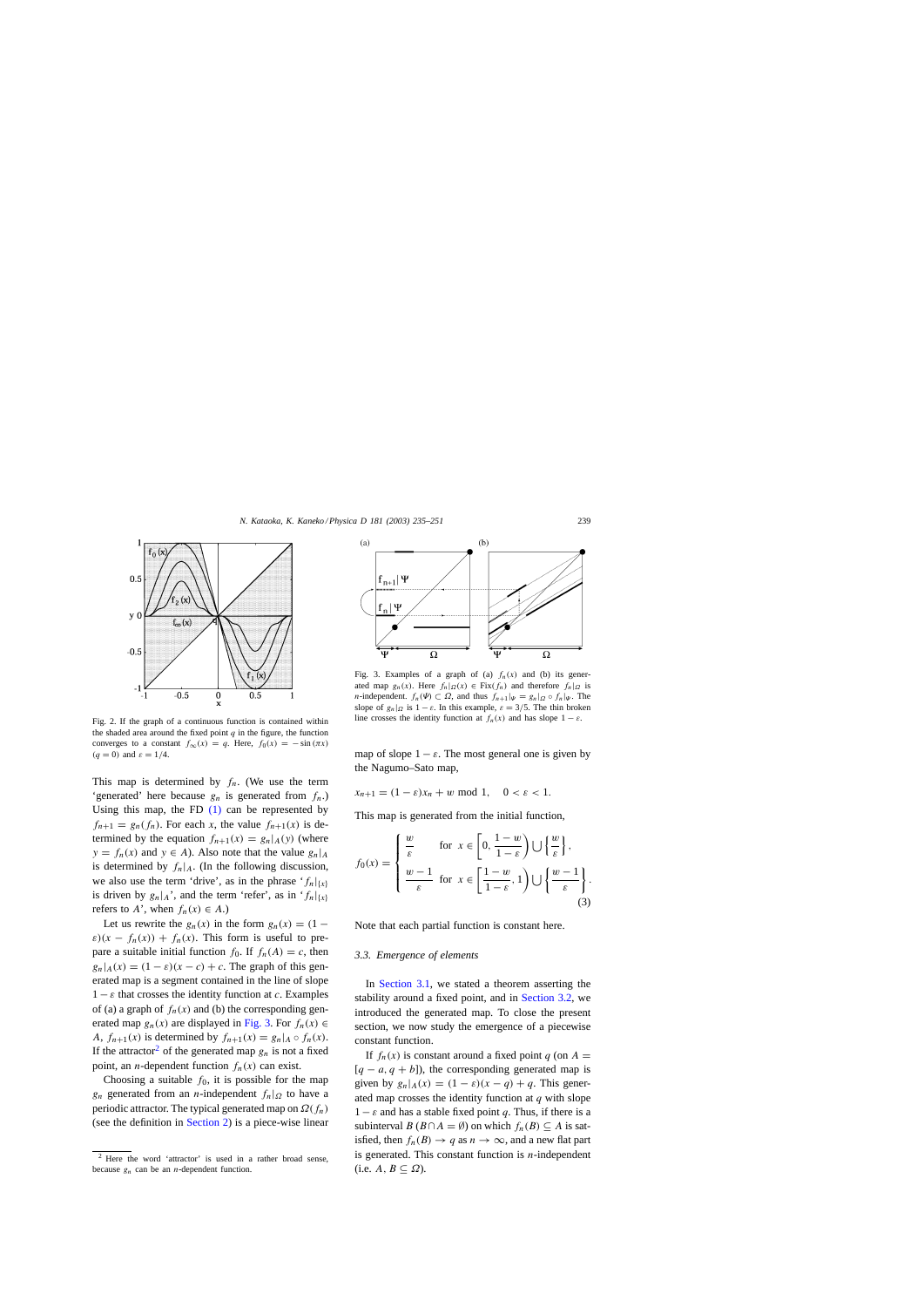Fig. 2. If the graph of a continuous function is contained within the shaded area around the fixed point $q$ in the figure, the function converges to a constant $f_\infty(x) = q$. Here, $f_0(x) = -\sin(\pi x)$ $(q = 0)$ and $\varepsilon = 1/4$.

Fig. 3. Examples of a graph of (a) $f_n(x)$ and (b) its generated map $g_n(x)$. Here $f_n|_\Omega(x) \in \mathrm{Fix}(f_n)$ and therefore $f_n|_\Omega$ is $n$-independent. $f_n(\Psi) \subset \Omega$, and thus $f_{n+1}|_\Psi = g_n|_\Omega \circ f_n|_\Psi$. The slope of $g_n|_\Omega$ is $1-\varepsilon$. In this example, $\varepsilon = 3/5$. The thin broken line crosses the identity function at $f_n(x)$ and has slope $1-\varepsilon$.

This map is determined by $f_n$. (We use the term 'generated' here because $g_n$ is generated from $f_n$.) Using this map, the FD (1) can be represented by $f_{n+1} = g_n(f_n)$. For each $x$, the value $f_{n+1}(x)$ is determined by the equation $f_{n+1}(x) = g_n|_A(y)$ (where $y = f_n(x)$ and $y \in A$). Also note that the value $g_n|_A$ is determined by $f_n|_A$. (In the following discussion, we also use the term 'drive', as in the phrase '$f_n|_{\{x\}}$ is driven by $g_n|_A$', and the term 'refer', as in '$f_n|_{\{x\}}$ refers to $A$', when $f_n(x) \in A$.)

Let us rewrite the $g_n(x)$ in the form $g_n(x) = (1-\varepsilon)(x - f_n(x)) + f_n(x)$. This form is useful to prepare a suitable initial function $f_0$. If $f_n(A) = c$, then $g_n|_A(x) = (1-\varepsilon)(x-c) + c$. The graph of this generated map is a segment contained in the line of slope $1-\varepsilon$ that crosses the identity function at $c$. Examples of (a) a graph of $f_n(x)$ and (b) the corresponding generated map $g_n(x)$ are displayed in Fig. 3. For $f_n(x) \in A$, $f_{n+1}(x)$ is determined by $f_{n+1}(x) = g_n|_A \circ f_n(x)$. If the attractor[2] of the generated map $g_n$ is not a fixed point, an $n$-dependent function $f_n(x)$ can exist.

Choosing a suitable $f_0$, it is possible for the map $g_n$ generated from an $n$-independent $f_n|_\Omega$ to have a periodic attractor. The typical generated map on $\Omega(f_n)$ (see the definition in Section 2) is a piece-wise linear map of slope $1-\varepsilon$. The most general one is given by the Nagumo–Sato map,

$$x_{n+1} = (1-\varepsilon)x_n + w \bmod 1, \quad 0 < \varepsilon < 1.$$

This map is generated from the initial function,

$$f_0(x) = \begin{cases} \dfrac{w}{\varepsilon} & \text{for } x \in \left[0, \dfrac{1-w}{1-\varepsilon}\right) \bigcup \left\{\dfrac{w}{\varepsilon}\right\}, \\[2ex] \dfrac{w-1}{\varepsilon} & \text{for } x \in \left[\dfrac{1-w}{1-\varepsilon}, 1\right) \bigcup \left\{\dfrac{w-1}{\varepsilon}\right\}. \end{cases} \tag{3}$$

Note that each partial function is constant here.

### 3.3. Emergence of elements

In Section 3.1, we stated a theorem asserting the stability around a fixed point, and in Section 3.2, we introduced the generated map. To close the present section, we now study the emergence of a piecewise constant function.

If $f_n(x)$ is constant around a fixed point $q$ (on $A = [q-a, q+b]$), the corresponding generated map is given by $g_n|_A(x) = (1-\varepsilon)(x-q) + q$. This generated map crosses the identity function at $q$ with slope $1-\varepsilon$ and has a stable fixed point $q$. Thus, if there is a subinterval $B$ ($B \cap A = \emptyset$) on which $f_n(B) \subseteq A$ is satisfied, then $f_n(B) \to q$ as $n \to \infty$, and a new flat part is generated. This constant function is $n$-independent (i.e. $A, B \subseteq \Omega$).

[2] Here the word 'attractor' is used in a rather broad sense, because $g_n$ can be an $n$-dependent function.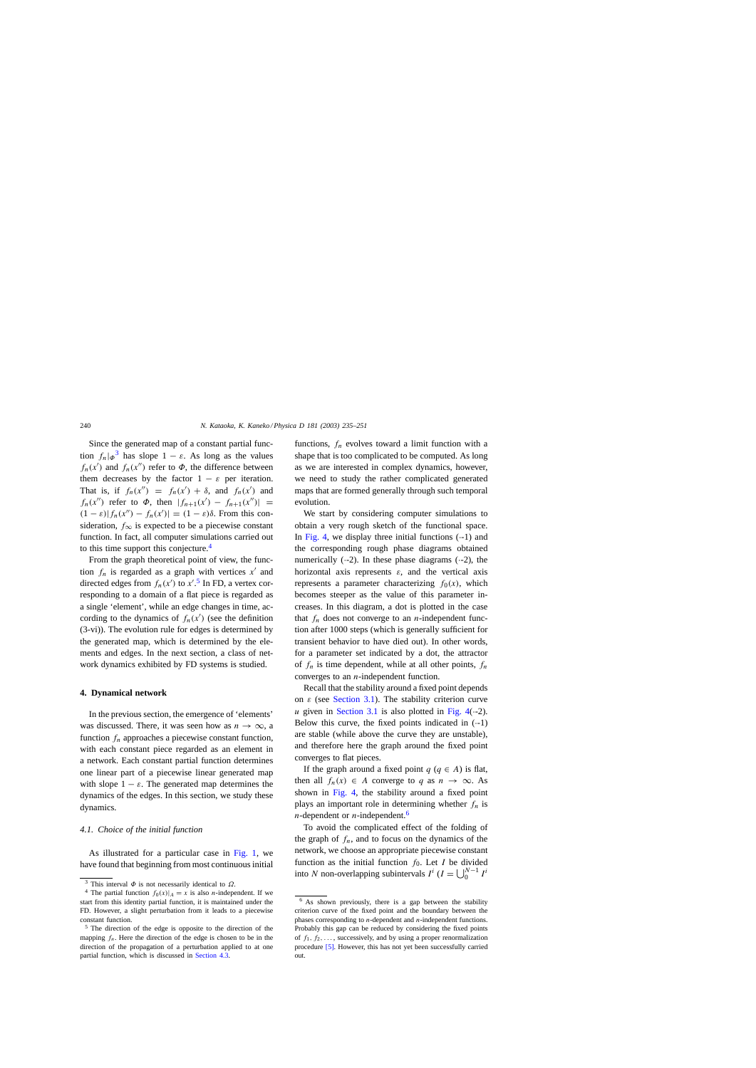Since the generated map of a constant partial function $f_n|_\Phi$[3] has slope $1-\varepsilon$. As long as the values $f_n(x')$ and $f_n(x'')$ refer to $\Phi$, the difference between them decreases by the factor $1-\varepsilon$ per iteration. That is, if $f_n(x'') = f_n(x') + \delta$, and $f_n(x')$ and $f_n(x'')$ refer to $\Phi$, then $|f_{n+1}(x') - f_{n+1}(x'')| = (1-\varepsilon)|f_n(x'') - f_n(x')| = (1-\varepsilon)\delta$. From this consideration, $f_\infty$ is expected to be a piecewise constant function. In fact, all computer simulations carried out to this time support this conjecture.[4]

From the graph theoretical point of view, the function $f_n$ is regarded as a graph with vertices $x'$ and directed edges from $f_n(x')$ to $x'$.[5] In FD, a vertex corresponding to a domain of a flat piece is regarded as a single 'element', while an edge changes in time, according to the dynamics of $f_n(x')$ (see the definition (3-vi)). The evolution rule for edges is determined by the generated map, which is determined by the elements and edges. In the next section, a class of network dynamics exhibited by FD systems is studied.

## 4. Dynamical network

In the previous section, the emergence of 'elements' was discussed. There, it was seen how as $n \to \infty$, a function $f_n$ approaches a piecewise constant function, with each constant piece regarded as an element in a network. Each constant partial function determines one linear part of a piecewise linear generated map with slope $1-\varepsilon$. The generated map determines the dynamics of the edges. In this section, we study these dynamics.

### 4.1. Choice of the initial function

As illustrated for a particular case in Fig. 1, we have found that beginning from most continuous initial functions, $f_n$ evolves toward a limit function with a shape that is too complicated to be computed. As long as we are interested in complex dynamics, however, we need to study the rather complicated generated maps that are formed generally through such temporal evolution.

We start by considering computer simulations to obtain a very rough sketch of the functional space. In Fig. 4, we display three initial functions (·-1) and the corresponding rough phase diagrams obtained numerically (·-2). In these phase diagrams (·-2), the horizontal axis represents $\varepsilon$, and the vertical axis represents a parameter characterizing $f_0(x)$, which becomes steeper as the value of this parameter increases. In this diagram, a dot is plotted in the case that $f_n$ does not converge to an $n$-independent function after 1000 steps (which is generally sufficient for transient behavior to have died out). In other words, for a parameter set indicated by a dot, the attractor of $f_n$ is time dependent, while at all other points, $f_n$ converges to an $n$-independent function.

Recall that the stability around a fixed point depends on $\varepsilon$ (see Section 3.1). The stability criterion curve $u$ given in Section 3.1 is also plotted in Fig. 4(·-2). Below this curve, the fixed points indicated in (·-1) are stable (while above the curve they are unstable), and therefore here the graph around the fixed point converges to flat pieces.

If the graph around a fixed point $q$ ($q \in A$) is flat, then all $f_n(x) \in A$ converge to $q$ as $n \to \infty$. As shown in Fig. 4, the stability around a fixed point plays an important role in determining whether $f_n$ is $n$-dependent or $n$-independent.[6]

To avoid the complicated effect of the folding of the graph of $f_n$, and to focus on the dynamics of the network, we choose an appropriate piecewise constant function as the initial function $f_0$. Let $I$ be divided into $N$ non-overlapping subintervals $I^i$ ($I = \bigcup_0^{N-1} I^i$

---

[3] This interval $\Phi$ is not necessarily identical to $\Omega$.

[4] The partial function $f_0(x)|_A = x$ is also $n$-independent. If we start from this identity partial function, it is maintained under the FD. However, a slight perturbation from it leads to a piecewise constant function.

[5] The direction of the edge is opposite to the direction of the mapping $f_n$. Here the direction of the edge is chosen to be in the direction of the propagation of a perturbation applied to at one partial function, which is discussed in Section 4.3.

[6] As shown previously, there is a gap between the stability criterion curve of the fixed point and the boundary between the phases corresponding to $n$-dependent and $n$-independent functions. Probably this gap can be reduced by considering the fixed points of $f_1, f_2, \ldots,$ successively, and by using a proper renormalization procedure [5]. However, this has not yet been successfully carried out.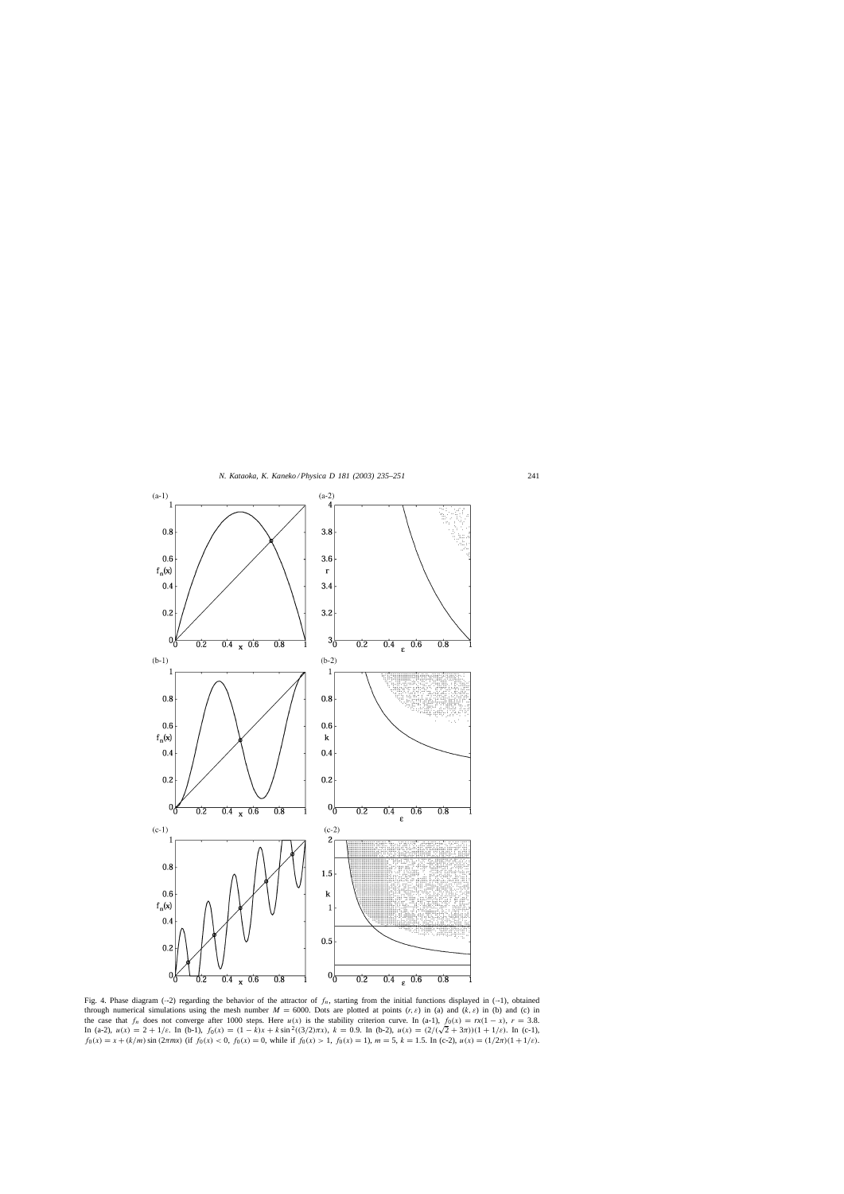Fig. 4. Phase diagram (-2) regarding the behavior of the attractor of $f_n$, starting from the initial functions displayed in (-1), obtained through numerical simulations using the mesh number $M = 6000$. Dots are plotted at points $(r, \varepsilon)$ in (a) and $(k, \varepsilon)$ in (b) and (c) in the case that $f_n$ does not converge after 1000 steps. Here $u(x)$ is the stability criterion curve. In (a-1), $f_0(x) = rx(1-x)$, $r = 3.8$. In (a-2), $u(x) = 2 + 1/\varepsilon$. In (b-1), $f_0(x) = (1-k)x + k\sin^2((3/2)\pi x)$, $k = 0.9$. In (b-2), $u(x) = (2/(\sqrt{2} + 3\pi))(1 + 1/\varepsilon)$. In (c-1), $f_0(x) = x + (k/m)\sin(2\pi m x)$ (if $f_0(x) < 0$, $f_0(x) = 0$, while if $f_0(x) > 1$, $f_0(x) = 1$), $m = 5$, $k = 1.5$. In (c-2), $u(x) = (1/2\pi)(1 + 1/\varepsilon)$.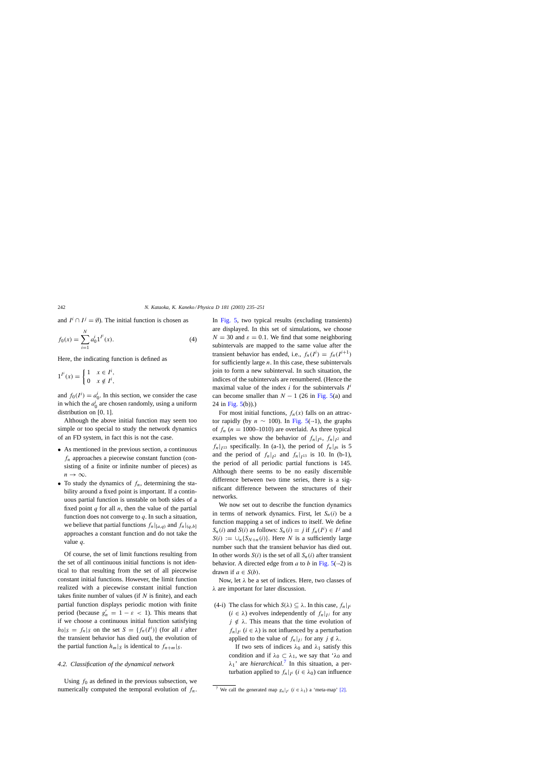and $I^i \cap I^j = \emptyset$). The initial function is chosen as

$$f_0(x) = \sum_{i=1}^{N} a_0^i 1^{I^i}(x). \tag{4}$$

Here, the indicating function is defined as

$$1^{I^i}(x) = \begin{cases} 1 & x \in I^i, \\ 0 & x \notin I^i, \end{cases}$$

and $f_0(I^i) = a_0^i$. In this section, we consider the case in which the $a_0^i$ are chosen randomly, using a uniform distribution on [0, 1].

Although the above initial function may seem too simple or too special to study the network dynamics of an FD system, in fact this is not the case.

- As mentioned in the previous section, a continuous $f_n$ approaches a piecewise constant function (consisting of a finite or infinite number of pieces) as $n \to \infty$.
- To study the dynamics of $f_n$, determining the stability around a fixed point is important. If a continuous partial function is unstable on both sides of a fixed point $q$ for all $n$, then the value of the partial function does not converge to $q$. In such a situation, we believe that partial functions $f_n|_{[a,q)}$ and $f_n|_{(q,b]}$ approaches a constant function and do not take the value $q$.

Of course, the set of limit functions resulting from the set of all continuous initial functions is not identical to that resulting from the set of all piecewise constant initial functions. However, the limit function realized with a piecewise constant initial function takes finite number of values (if $N$ is finite), and each partial function displays periodic motion with finite period (because $g_n' = 1 - \varepsilon < 1$). This means that if we choose a continuous initial function satisfying $h_0|_S = f_n|_S$ on the set $S = \{f_n(I^i)\}$ (for all $i$ after the transient behavior has died out), the evolution of the partial function $h_m|_S$ is identical to $f_{n+m}|_S$.

### 4.2. Classification of the dynamical network

Using $f_0$ as defined in the previous subsection, we numerically computed the temporal evolution of $f_n$. In Fig. 5, two typical results (excluding transients) are displayed. In this set of simulations, we choose $N = 30$ and $\varepsilon = 0.1$. We find that some neighboring subintervals are mapped to the same value after the transient behavior has ended, i.e., $f_n(I^i) = f_n(I^{i+1})$ for sufficiently large $n$. In this case, these subintervals join to form a new subinterval. In such situation, the indices of the subintervals are renumbered. (Hence the maximal value of the index $i$ for the subintervals $I^i$ can become smaller than $N - 1$ (26 in Fig. 5(a) and 24 in Fig. 5(b)).)

For most initial functions, $f_n(x)$ falls on an attractor rapidly (by $n \sim 100$). In Fig. 5(·-1), the graphs of $f_n$ ($n = 1000$–$1010$) are overlaid. As three typical examples we show the behavior of $f_n|_{I^6}$, $f_n|_{I^2}$ and $f_n|_{I^{13}}$ specifically. In (a-1), the period of $f_n|_{I^6}$ is 5 and the period of $f_n|_{I^2}$ and $f_n|_{I^{13}}$ is 10. In (b-1), the period of all periodic partial functions is 145. Although there seems to be no easily discernible difference between two time series, there is a significant difference between the structures of their networks.

We now set out to describe the function dynamics in terms of network dynamics. First, let $S_n(i)$ be a function mapping a set of indices to itself. We define $S_n(i)$ and $S(i)$ as follows: $S_n(i) = j$ if $f_n(I^i) \in I^j$ and $S(i) := \cup_n \{S_{N+n}(i)\}$. Here $N$ is a sufficiently large number such that the transient behavior has died out. In other words $S(i)$ is the set of all $S_n(i)$ after transient behavior. A directed edge from $a$ to $b$ in Fig. 5(·-2) is drawn if $a \in S(b)$.

Now, let $\lambda$ be a set of indices. Here, two classes of $\lambda$ are important for later discussion.

(4-i) The class for which $S(\lambda) \subseteq \lambda$. In this case, $f_n|_{I^i}$ ($i \in \lambda$) evolves independently of $f_n|_{I^j}$ for any $j \notin \lambda$. This means that the time evolution of $f_n|_{I^i}$ ($i \in \lambda$) is not influenced by a perturbation applied to the value of $f_n|_{I^j}$ for any $j \notin \lambda$.

If two sets of indices $\lambda_0$ and $\lambda_1$ satisfy this condition and if $\lambda_0 \subset \lambda_1$, we say that '$\lambda_0$ and $\lambda_1$' are *hierarchical*.[7] In this situation, a perturbation applied to $f_n|_{I^i}$ ($i \in \lambda_0$) can influence

[7] We call the generated map $g_n|_{I^i}$ ($i \in \lambda_1$) a 'meta-map' [2].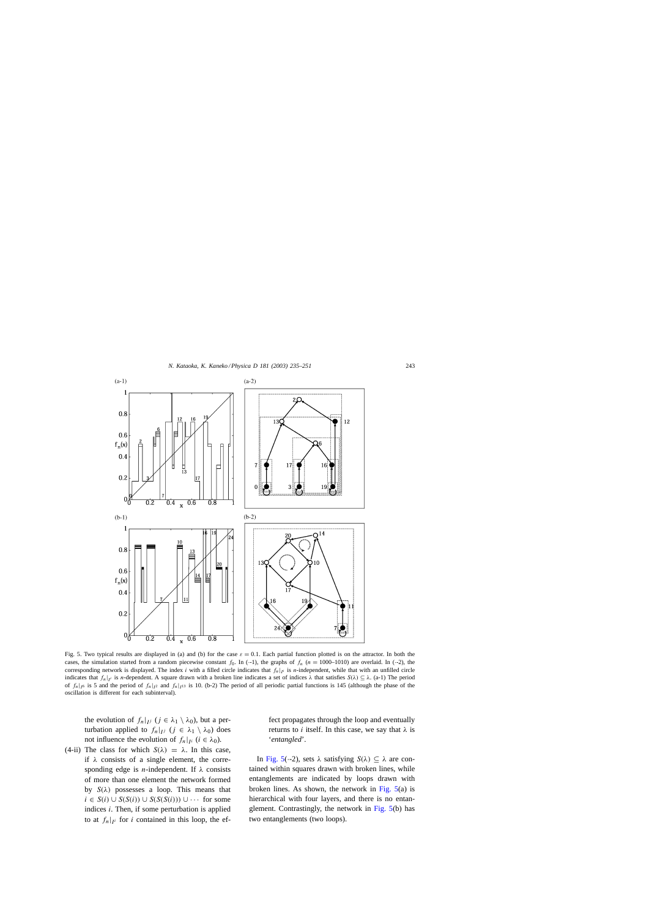Fig. 5. Two typical results are displayed in (a) and (b) for the case $\varepsilon = 0.1$. Each partial function plotted is on the attractor. In both the cases, the simulation started from a random piecewise constant $f_0$. In (-1), the graphs of $f_n$ ($n = 1000$–$1010$) are overlaid. In (-2), the corresponding network is displayed. The index $i$ with a filled circle indicates that $f_n|_{I^i}$ is $n$-independent, while that with an unfilled circle indicates that $f_n|_{I^i}$ is $n$-dependent. A square drawn with a broken line indicates a set of indices $\lambda$ that satisfies $S(\lambda) \subseteq \lambda$. (a-1) The period of $f_n|_{I^6}$ is 5 and the period of $f_n|_{I^2}$ and $f_n|_{I^{13}}$ is 10. (b-2) The period of all periodic partial functions is 145 (although the phase of the oscillation is different for each subinterval).

the evolution of $f_n|_{I^j}$ ($j \in \lambda_1 \setminus \lambda_0$), but a perturbation applied to $f_n|_{I^j}$ ($j \in \lambda_1 \setminus \lambda_0$) does not influence the evolution of $f_n|_{I^i}$ ($i \in \lambda_0$).

(4-ii) The class for which $S(\lambda) = \lambda$. In this case, if $\lambda$ consists of a single element, the corresponding edge is $n$-independent. If $\lambda$ consists of more than one element the network formed by $S(\lambda)$ possesses a loop. This means that $i \in S(i) \cup S(S(i)) \cup S(S(S(i))) \cup \cdots$ for some indices $i$. Then, if some perturbation is applied to at $f_n|_{I^i}$ for $i$ contained in this loop, the effect propagates through the loop and eventually returns to $i$ itself. In this case, we say that $\lambda$ is '*entangled*'.

In Fig. 5(-2), sets $\lambda$ satisfying $S(\lambda) \subseteq \lambda$ are contained within squares drawn with broken lines, while entanglements are indicated by loops drawn with broken lines. As shown, the network in Fig. 5(a) is hierarchical with four layers, and there is no entanglement. Contrastingly, the network in Fig. 5(b) has two entanglements (two loops).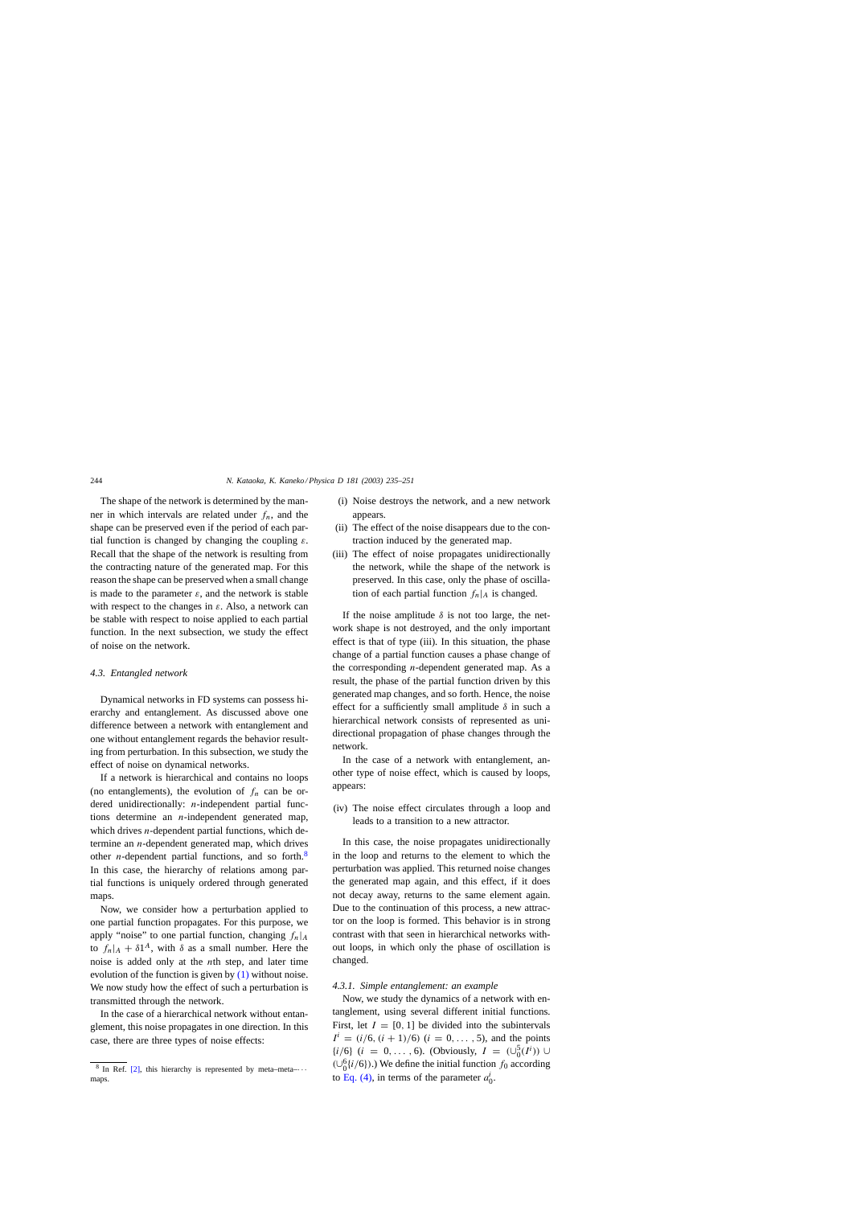The shape of the network is determined by the manner in which intervals are related under $f_n$, and the shape can be preserved even if the period of each partial function is changed by changing the coupling $\varepsilon$. Recall that the shape of the network is resulting from the contracting nature of the generated map. For this reason the shape can be preserved when a small change is made to the parameter $\varepsilon$, and the network is stable with respect to the changes in $\varepsilon$. Also, a network can be stable with respect to noise applied to each partial function. In the next subsection, we study the effect of noise on the network.

### 4.3. Entangled network

Dynamical networks in FD systems can possess hierarchy and entanglement. As discussed above one difference between a network with entanglement and one without entanglement regards the behavior resulting from perturbation. In this subsection, we study the effect of noise on dynamical networks.

If a network is hierarchical and contains no loops (no entanglements), the evolution of $f_n$ can be ordered unidirectionally: $n$-independent partial functions determine an $n$-independent generated map, which drives $n$-dependent partial functions, which determine an $n$-dependent generated map, which drives other $n$-dependent partial functions, and so forth.[8] In this case, the hierarchy of relations among partial functions is uniquely ordered through generated maps.

Now, we consider how a perturbation applied to one partial function propagates. For this purpose, we apply "noise" to one partial function, changing $f_n|_A$ to $f_n|_A + \delta 1^A$, with $\delta$ as a small number. Here the noise is added only at the $n$th step, and later time evolution of the function is given by (1) without noise. We now study how the effect of such a perturbation is transmitted through the network.

In the case of a hierarchical network without entanglement, this noise propagates in one direction. In this case, there are three types of noise effects:

(i) Noise destroys the network, and a new network appears.
(ii) The effect of the noise disappears due to the contraction induced by the generated map.
(iii) The effect of noise propagates unidirectionally the network, while the shape of the network is preserved. In this case, only the phase of oscillation of each partial function $f_n|_A$ is changed.

If the noise amplitude $\delta$ is not too large, the network shape is not destroyed, and the only important effect is that of type (iii). In this situation, the phase change of a partial function causes a phase change of the corresponding $n$-dependent generated map. As a result, the phase of the partial function driven by this generated map changes, and so forth. Hence, the noise effect for a sufficiently small amplitude $\delta$ in such a hierarchical network consists of represented as unidirectional propagation of phase changes through the network.

In the case of a network with entanglement, another type of noise effect, which is caused by loops, appears:

(iv) The noise effect circulates through a loop and leads to a transition to a new attractor.

In this case, the noise propagates unidirectionally in the loop and returns to the element to which the perturbation was applied. This returned noise changes the generated map again, and this effect, if it does not decay away, returns to the same element again. Due to the continuation of this process, a new attractor on the loop is formed. This behavior is in strong contrast with that seen in hierarchical networks without loops, in which only the phase of oscillation is changed.

#### 4.3.1. Simple entanglement: an example

Now, we study the dynamics of a network with entanglement, using several different initial functions. First, let $I = [0, 1]$ be divided into the subintervals $I^i = (i/6, (i+1)/6)$ $(i = 0, \dots, 5)$, and the points $\{i/6\}$ $(i = 0, \dots, 6)$. (Obviously, $I = (\cup_0^5 (I^i)) \cup (\cup_0^6 \{i/6\})$.) We define the initial function $f_0$ according to Eq. (4), in terms of the parameter $a_0^i$.

[8] In Ref. [2], this hierarchy is represented by meta–meta–$\cdots$ maps.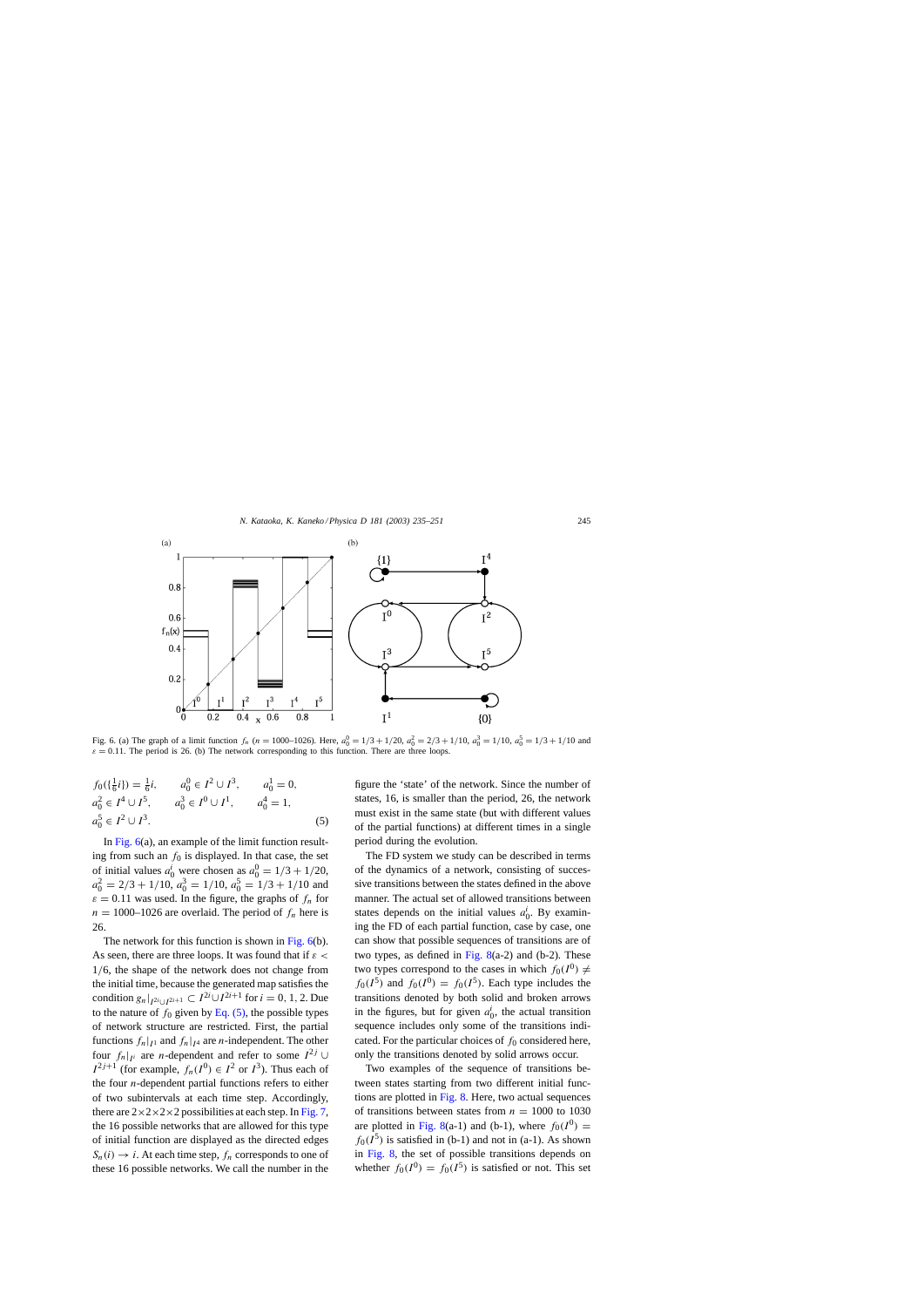Fig. 6. (a) The graph of a limit function $f_n$ ($n = 1000$–$1026$). Here, $a_0^0 = 1/3 + 1/20$, $a_0^2 = 2/3 + 1/10$, $a_0^3 = 1/10$, $a_0^5 = 1/3 + 1/10$ and $\varepsilon = 0.11$. The period is 26. (b) The network corresponding to this function. There are three loops.

$$
\begin{aligned}
&f_0(\{\tfrac{1}{6}i\}) = \tfrac{1}{6}i, \qquad a_0^0 \in I^2 \cup I^3, \qquad a_0^1 = 0,\\
&a_0^2 \in I^4 \cup I^5, \qquad a_0^3 \in I^0 \cup I^1, \qquad a_0^4 = 1,\\
&a_0^5 \in I^2 \cup I^3.
\end{aligned}
\tag{5}
$$

In Fig. 6(a), an example of the limit function resulting from such an $f_0$ is displayed. In that case, the set of initial values $a_0^i$ were chosen as $a_0^0 = 1/3 + 1/20$, $a_0^2 = 2/3 + 1/10$, $a_0^3 = 1/10$, $a_0^5 = 1/3 + 1/10$ and $\varepsilon = 0.11$ was used. In the figure, the graphs of $f_n$ for $n = 1000$–$1026$ are overlaid. The period of $f_n$ here is 26.

The network for this function is shown in Fig. 6(b). As seen, there are three loops. It was found that if $\varepsilon < 1/6$, the shape of the network does not change from the initial time, because the generated map satisfies the condition $g_n|_{I^{2i} \cup I^{2i+1}} \subset I^{2i} \cup I^{2i+1}$ for $i = 0, 1, 2$. Due to the nature of $f_0$ given by Eq. (5), the possible types of network structure are restricted. First, the partial functions $f_n|_{I^1}$ and $f_n|_{I^4}$ are $n$-independent. The other four $f_n|_{I^i}$ are $n$-dependent and refer to some $I^{2j} \cup I^{2j+1}$ (for example, $f_n(I^0) \in I^2$ or $I^3$). Thus each of the four $n$-dependent partial functions refers to either of two subintervals at each time step. Accordingly, there are $2 \times 2 \times 2 \times 2$ possibilities at each step. In Fig. 7, the 16 possible networks that are allowed for this type of initial function are displayed as the directed edges $S_n(i) \to i$. At each time step, $f_n$ corresponds to one of these 16 possible networks. We call the number in the figure the 'state' of the network. Since the number of states, 16, is smaller than the period, 26, the network must exist in the same state (but with different values of the partial functions) at different times in a single period during the evolution.

The FD system we study can be described in terms of the dynamics of a network, consisting of successive transitions between the states defined in the above manner. The actual set of allowed transitions between states depends on the initial values $a_0^i$. By examining the FD of each partial function, case by case, one can show that possible sequences of transitions are of two types, as defined in Fig. 8(a-2) and (b-2). These two types correspond to the cases in which $f_0(I^0) \neq f_0(I^5)$ and $f_0(I^0) = f_0(I^5)$. Each type includes the transitions denoted by both solid and broken arrows in the figures, but for given $a_0^i$, the actual transition sequence includes only some of the transitions indicated. For the particular choices of $f_0$ considered here, only the transitions denoted by solid arrows occur.

Two examples of the sequence of transitions between states starting from two different initial functions are plotted in Fig. 8. Here, two actual sequences of transitions between states from $n = 1000$ to $1030$ are plotted in Fig. 8(a-1) and (b-1), where $f_0(I^0) = f_0(I^5)$ is satisfied in (b-1) and not in (a-1). As shown in Fig. 8, the set of possible transitions depends on whether $f_0(I^0) = f_0(I^5)$ is satisfied or not. This set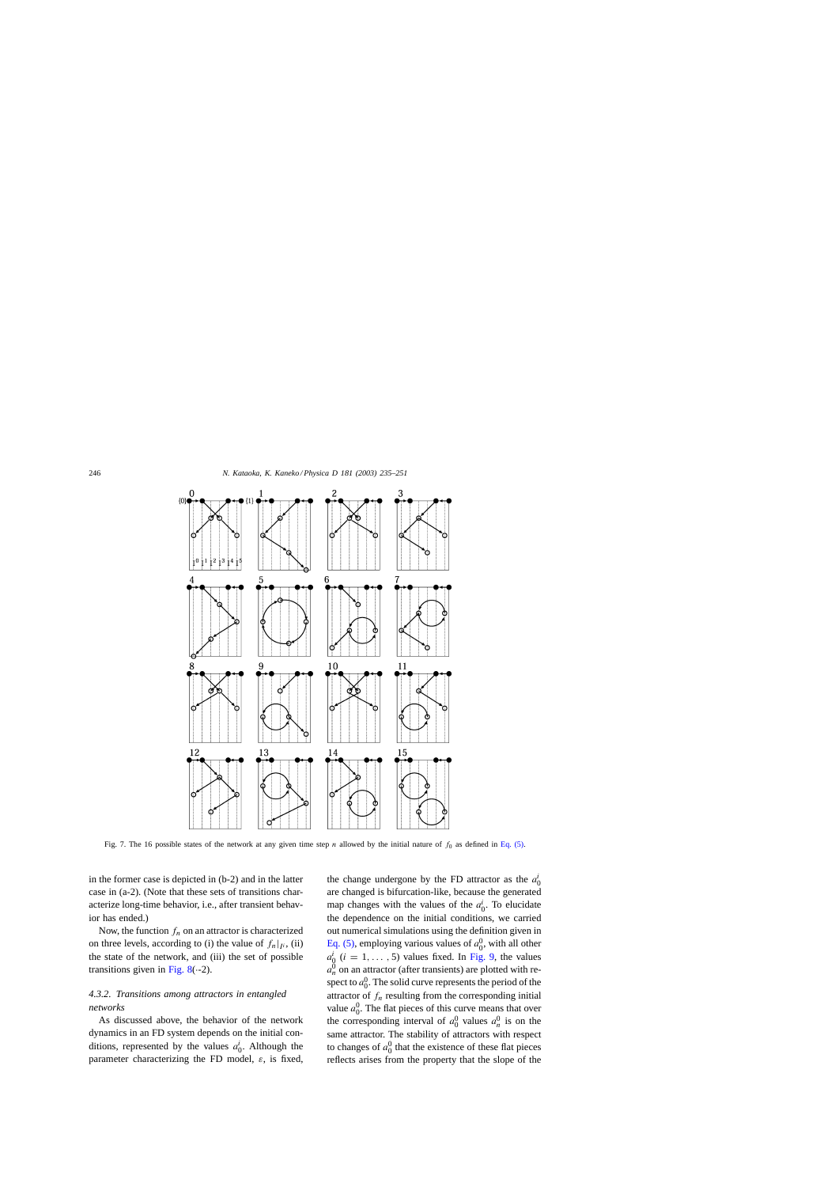Fig. 7. The 16 possible states of the network at any given time step $n$ allowed by the initial nature of $f_0$ as defined in Eq. (5).

in the former case is depicted in (b-2) and in the latter case in (a-2). (Note that these sets of transitions characterize long-time behavior, i.e., after transient behavior has ended.)

Now, the function $f_n$ on an attractor is characterized on three levels, according to (i) the value of $f_n|_{I^i}$, (ii) the state of the network, and (iii) the set of possible transitions given in Fig. 8(·-2).

### 4.3.2. *Transitions among attractors in entangled networks*

As discussed above, the behavior of the network dynamics in an FD system depends on the initial conditions, represented by the values $a_0^i$. Although the parameter characterizing the FD model, $\varepsilon$, is fixed, the change undergone by the FD attractor as the $a_0^i$ are changed is bifurcation-like, because the generated map changes with the values of the $a_0^i$. To elucidate the dependence on the initial conditions, we carried out numerical simulations using the definition given in Eq. (5), employing various values of $a_0^0$, with all other $a_0^i$ $(i = 1, \dots, 5)$ values fixed. In Fig. 9, the values $a_n^0$ on an attractor (after transients) are plotted with respect to $a_0^0$. The solid curve represents the period of the attractor of $f_n$ resulting from the corresponding initial value $a_0^0$. The flat pieces of this curve means that over the corresponding interval of $a_0^0$ values $a_n^0$ is on the same attractor. The stability of attractors with respect to changes of $a_0^0$ that the existence of these flat pieces reflects arises from the property that the slope of the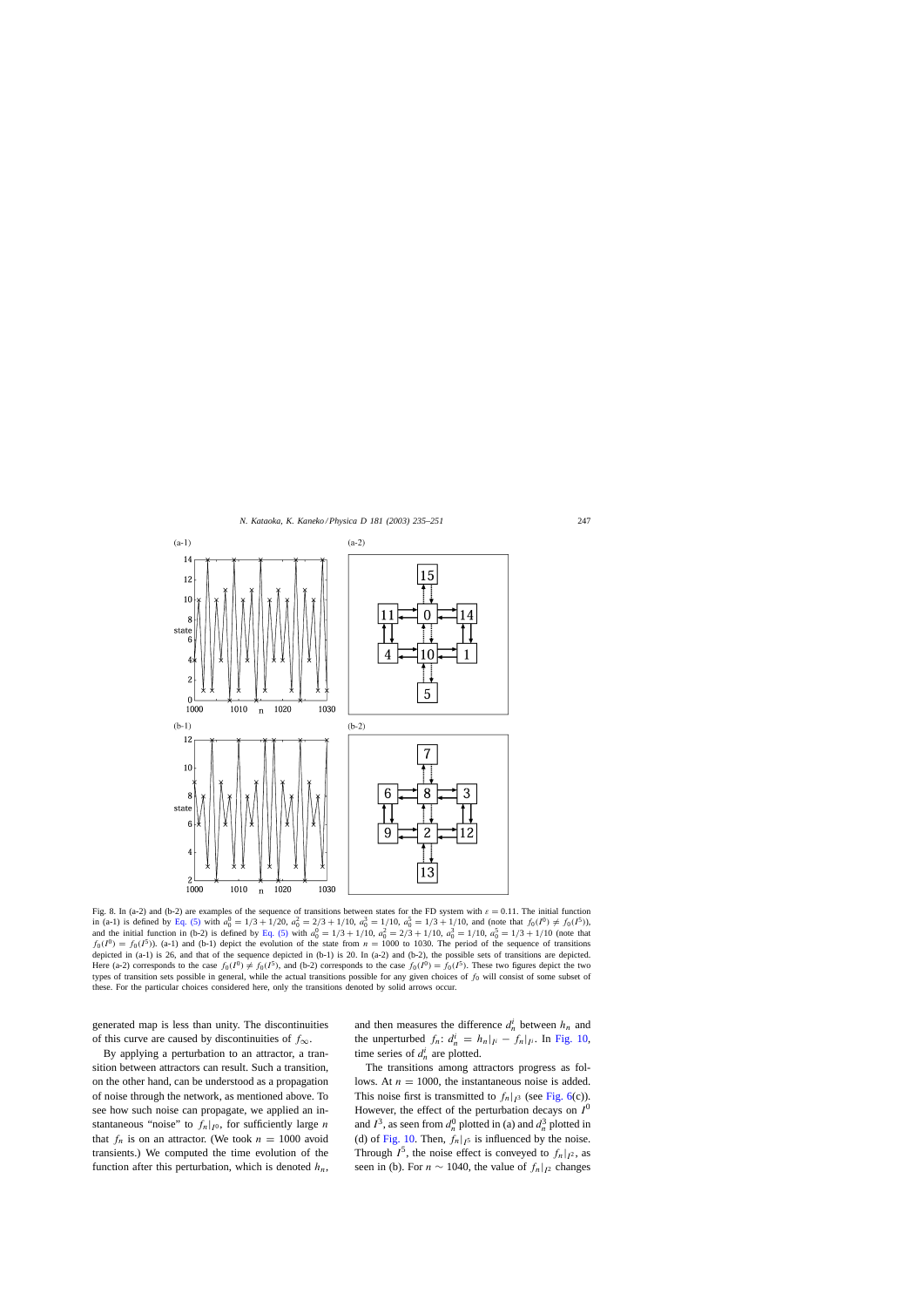Fig. 8. In (a-2) and (b-2) are examples of the sequence of transitions between states for the FD system with $\varepsilon = 0.11$. The initial function in (a-1) is defined by Eq. (5) with $a_0^0 = 1/3 + 1/20$, $a_0^2 = 2/3 + 1/10$, $a_0^3 = 1/10$, $a_0^5 = 1/3 + 1/10$, and (note that $f_0(I^0) \neq f_0(I^5)$), and the initial function in (b-2) is defined by Eq. (5) with $a_0^0 = 1/3 + 1/10$, $a_0^2 = 2/3 + 1/10$, $a_0^3 = 1/10$, $a_0^5 = 1/3 + 1/10$ (note that $f_0(I^0) = f_0(I^5)$). (a-1) and (b-1) depict the evolution of the state from $n = 1000$ to 1030. The period of the sequence of transitions depicted in (a-1) is 26, and that of the sequence depicted in (b-1) is 20. In (a-2) and (b-2), the possible sets of transitions are depicted. Here (a-2) corresponds to the case $f_0(I^0) \neq f_0(I^5)$, and (b-2) corresponds to the case $f_0(I^0) = f_0(I^5)$. These two figures depict the two types of transition sets possible in general, while the actual transitions possible for any given choices of $f_0$ will consist of some subset of these. For the particular choices considered here, only the transitions denoted by solid arrows occur.

generated map is less than unity. The discontinuities of this curve are caused by discontinuities of $f_\infty$.

By applying a perturbation to an attractor, a transition between attractors can result. Such a transition, on the other hand, can be understood as a propagation of noise through the network, as mentioned above. To see how such noise can propagate, we applied an instantaneous "noise" to $f_n|_{I^0}$, for sufficiently large $n$ that $f_n$ is on an attractor. (We took $n = 1000$ avoid transients.) We computed the time evolution of the function after this perturbation, which is denoted $h_n$, and then measures the difference $d_n^i$ between $h_n$ and the unperturbed $f_n$: $d_n^i = h_n|_{I^i} - f_n|_{I^i}$. In Fig. 10, time series of $d_n^i$ are plotted.

The transitions among attractors progress as follows. At $n = 1000$, the instantaneous noise is added. This noise first is transmitted to $f_n|_{I^3}$ (see Fig. 6(c)). However, the effect of the perturbation decays on $I^0$ and $I^3$, as seen from $d_n^0$ plotted in (a) and $d_n^3$ plotted in (d) of Fig. 10. Then, $f_n|_{I^5}$ is influenced by the noise. Through $I^5$, the noise effect is conveyed to $f_n|_{I^2}$, as seen in (b). For $n \sim 1040$, the value of $f_n|_{I^2}$ changes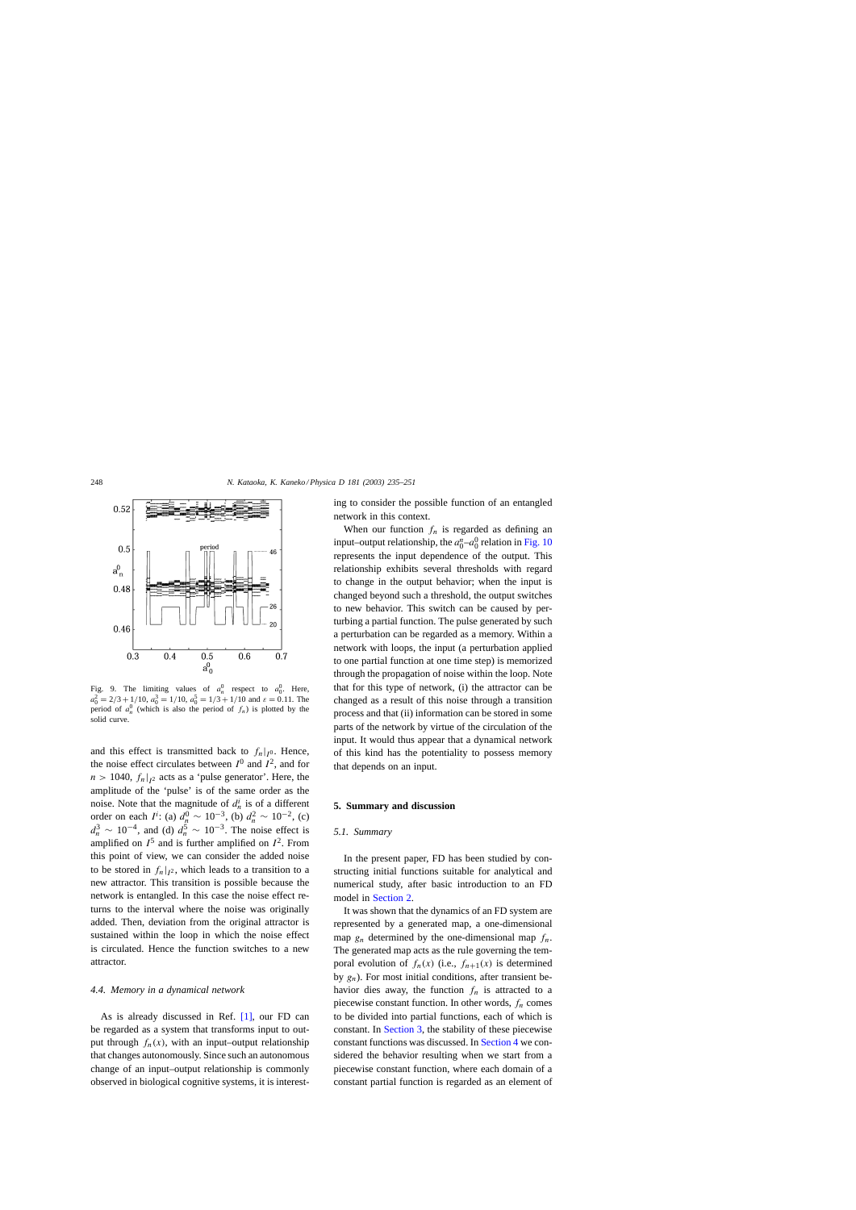Fig. 9. The limiting values of $a_n^0$ respect to $a_0^0$. Here, $a_0^2 = 2/3 + 1/10$, $a_0^3 = 1/10$, $a_0^5 = 1/3 + 1/10$ and $\varepsilon = 0.11$. The period of $a_n^0$ (which is also the period of $f_n$) is plotted by the solid curve.

and this effect is transmitted back to $f_n|_{I^0}$. Hence, the noise effect circulates between $I^0$ and $I^2$, and for $n > 1040$, $f_n|_{I^2}$ acts as a 'pulse generator'. Here, the amplitude of the 'pulse' is of the same order as the noise. Note that the magnitude of $d_n^i$ is of a different order on each $I^i$: (a) $d_n^0 \sim 10^{-3}$, (b) $d_n^2 \sim 10^{-2}$, (c) $d_n^3 \sim 10^{-4}$, and (d) $d_n^5 \sim 10^{-3}$. The noise effect is amplified on $I^5$ and is further amplified on $I^2$. From this point of view, we can consider the added noise to be stored in $f_n|_{I^2}$, which leads to a transition to a new attractor. This transition is possible because the network is entangled. In this case the noise effect returns to the interval where the noise was originally added. Then, deviation from the original attractor is sustained within the loop in which the noise effect is circulated. Hence the function switches to a new attractor.

### 4.4. Memory in a dynamical network

As is already discussed in Ref. [1], our FD can be regarded as a system that transforms input to output through $f_n(x)$, with an input–output relationship that changes autonomously. Since such an autonomous change of an input–output relationship is commonly observed in biological cognitive systems, it is interesting to consider the possible function of an entangled network in this context.

When our function $f_n$ is regarded as defining an input–output relationship, the $a_0^n$–$a_0^0$ relation in Fig. 10 represents the input dependence of the output. This relationship exhibits several thresholds with regard to change in the output behavior; when the input is changed beyond such a threshold, the output switches to new behavior. This switch can be caused by perturbing a partial function. The pulse generated by such a perturbation can be regarded as a memory. Within a network with loops, the input (a perturbation applied to one partial function at one time step) is memorized through the propagation of noise within the loop. Note that for this type of network, (i) the attractor can be changed as a result of this noise through a transition process and that (ii) information can be stored in some parts of the network by virtue of the circulation of the input. It would thus appear that a dynamical network of this kind has the potentiality to possess memory that depends on an input.

## 5. Summary and discussion

### 5.1. Summary

In the present paper, FD has been studied by constructing initial functions suitable for analytical and numerical study, after basic introduction to an FD model in Section 2.

It was shown that the dynamics of an FD system are represented by a generated map, a one-dimensional map $g_n$ determined by the one-dimensional map $f_n$. The generated map acts as the rule governing the temporal evolution of $f_n(x)$ (i.e., $f_{n+1}(x)$ is determined by $g_n$). For most initial conditions, after transient behavior dies away, the function $f_n$ is attracted to a piecewise constant function. In other words, $f_n$ comes to be divided into partial functions, each of which is constant. In Section 3, the stability of these piecewise constant functions was discussed. In Section 4 we considered the behavior resulting when we start from a piecewise constant function, where each domain of a constant partial function is regarded as an element of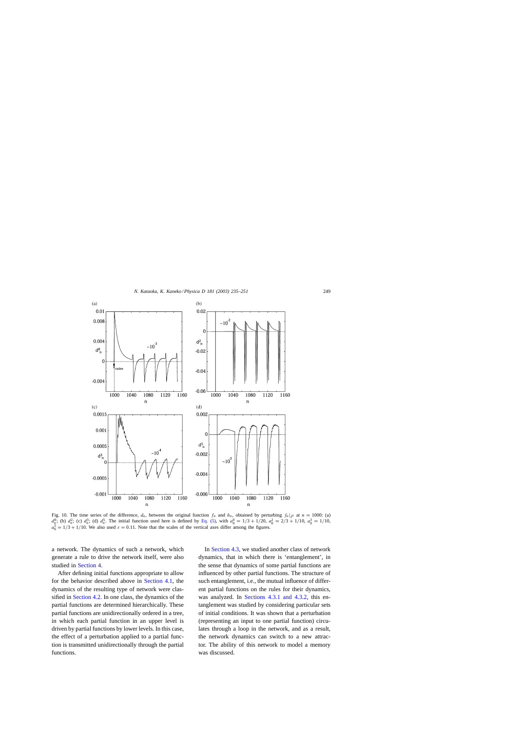Fig. 10. The time series of the difference, $d_n$, between the original function $f_n$ and $h_n$, obtained by perturbing $f_n|_{I^0}$ at $n = 1000$: (a) $d_n^0$; (b) $d_n^2$; (c) $d_n^3$; (d) $d_n^5$. The initial function used here is defined by Eq. (5), with $a_0^0 = 1/3 + 1/20$, $a_0^2 = 2/3 + 1/10$, $a_0^3 = 1/10$, $a_0^5 = 1/3 + 1/10$. We also used $\varepsilon = 0.11$. Note that the scales of the vertical axes differ among the figures.

a network. The dynamics of such a network, which generate a rule to drive the network itself, were also studied in Section 4.

After defining initial functions appropriate to allow for the behavior described above in Section 4.1, the dynamics of the resulting type of network were classified in Section 4.2. In one class, the dynamics of the partial functions are determined hierarchically. These partial functions are unidirectionally ordered in a tree, in which each partial function in an upper level is driven by partial functions by lower levels. In this case, the effect of a perturbation applied to a partial function is transmitted unidirectionally through the partial functions.

In Section 4.3, we studied another class of network dynamics, that in which there is 'entanglement', in the sense that dynamics of some partial functions are influenced by other partial functions. The structure of such entanglement, i.e., the mutual influence of different partial functions on the rules for their dynamics, was analyzed. In Sections 4.3.1 and 4.3.2, this entanglement was studied by considering particular sets of initial conditions. It was shown that a perturbation (representing an input to one partial function) circulates through a loop in the network, and as a result, the network dynamics can switch to a new attractor. The ability of this network to model a memory was discussed.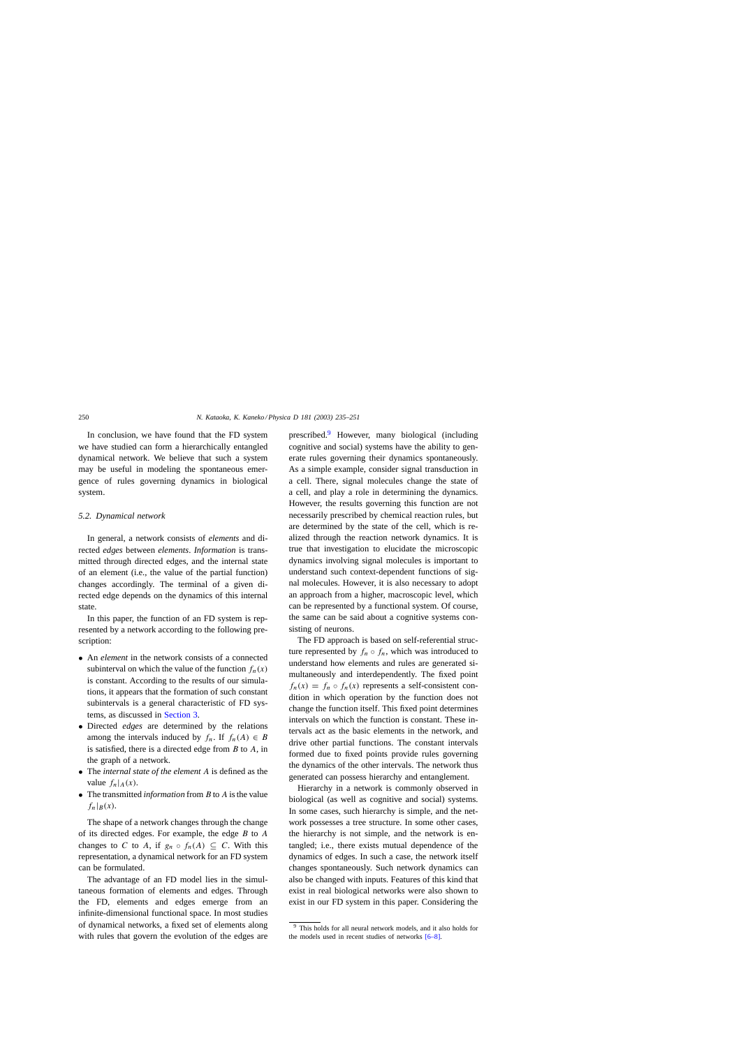In conclusion, we have found that the FD system we have studied can form a hierarchically entangled dynamical network. We believe that such a system may be useful in modeling the spontaneous emergence of rules governing dynamics in biological system.

### 5.2. Dynamical network

In general, a network consists of *elements* and directed *edges* between *elements*. *Information* is transmitted through directed edges, and the internal state of an element (i.e., the value of the partial function) changes accordingly. The terminal of a given directed edge depends on the dynamics of this internal state.

In this paper, the function of an FD system is represented by a network according to the following prescription:

- An *element* in the network consists of a connected subinterval on which the value of the function $f_n(x)$ is constant. According to the results of our simulations, it appears that the formation of such constant subintervals is a general characteristic of FD systems, as discussed in Section 3.
- Directed *edges* are determined by the relations among the intervals induced by $f_n$. If $f_n(A) \in B$ is satisfied, there is a directed edge from $B$ to $A$, in the graph of a network.
- The *internal state of the element* $A$ is defined as the value $f_n|_A(x)$.
- The transmitted *information* from $B$ to $A$ is the value $f_n|_B(x)$.

The shape of a network changes through the change of its directed edges. For example, the edge $B$ to $A$ changes to $C$ to $A$, if $g_n \circ f_n(A) \subseteq C$. With this representation, a dynamical network for an FD system can be formulated.

The advantage of an FD model lies in the simultaneous formation of elements and edges. Through the FD, elements and edges emerge from an infinite-dimensional functional space. In most studies of dynamical networks, a fixed set of elements along with rules that govern the evolution of the edges are prescribed.[9] However, many biological (including cognitive and social) systems have the ability to generate rules governing their dynamics spontaneously. As a simple example, consider signal transduction in a cell. There, signal molecules change the state of a cell, and play a role in determining the dynamics. However, the results governing this function are not necessarily prescribed by chemical reaction rules, but are determined by the state of the cell, which is realized through the reaction network dynamics. It is true that investigation to elucidate the microscopic dynamics involving signal molecules is important to understand such context-dependent functions of signal molecules. However, it is also necessary to adopt an approach from a higher, macroscopic level, which can be represented by a functional system. Of course, the same can be said about a cognitive systems consisting of neurons.

The FD approach is based on self-referential structure represented by $f_n \circ f_n$, which was introduced to understand how elements and rules are generated simultaneously and interdependently. The fixed point $f_n(x) = f_n \circ f_n(x)$ represents a self-consistent condition in which operation by the function does not change the function itself. This fixed point determines intervals on which the function is constant. These intervals act as the basic elements in the network, and drive other partial functions. The constant intervals formed due to fixed points provide rules governing the dynamics of the other intervals. The network thus generated can possess hierarchy and entanglement.

Hierarchy in a network is commonly observed in biological (as well as cognitive and social) systems. In some cases, such hierarchy is simple, and the network possesses a tree structure. In some other cases, the hierarchy is not simple, and the network is entangled; i.e., there exists mutual dependence of the dynamics of edges. In such a case, the network itself changes spontaneously. Such network dynamics can also be changed with inputs. Features of this kind that exist in real biological networks were also shown to exist in our FD system in this paper. Considering the

[9] This holds for all neural network models, and it also holds for the models used in recent studies of networks [6–8].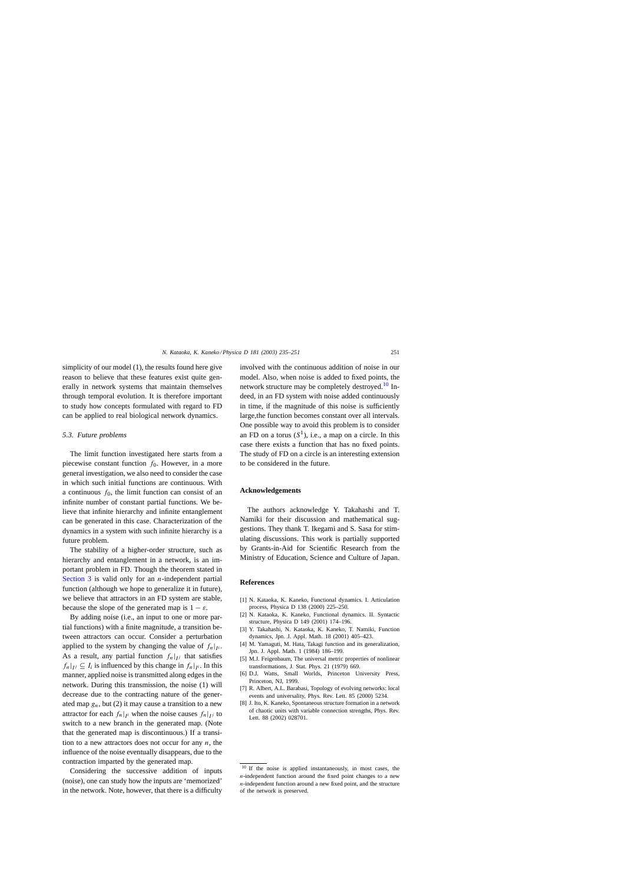simplicity of our model (1), the results found here give reason to believe that these features exist quite generally in network systems that maintain themselves through temporal evolution. It is therefore important to study how concepts formulated with regard to FD can be applied to real biological network dynamics.

### 5.3. Future problems

The limit function investigated here starts from a piecewise constant function $f_0$. However, in a more general investigation, we also need to consider the case in which such initial functions are continuous. With a continuous $f_0$, the limit function can consist of an infinite number of constant partial functions. We believe that infinite hierarchy and infinite entanglement can be generated in this case. Characterization of the dynamics in a system with such infinite hierarchy is a future problem.

The stability of a higher-order structure, such as hierarchy and entanglement in a network, is an important problem in FD. Though the theorem stated in Section 3 is valid only for an $n$-independent partial function (although we hope to generalize it in future), we believe that attractors in an FD system are stable, because the slope of the generated map is $1 - \varepsilon$.

By adding noise (i.e., an input to one or more partial functions) with a finite magnitude, a transition between attractors can occur. Consider a perturbation applied to the system by changing the value of $f_n|_{I^i}$. As a result, any partial function $f_n|_{I^j}$ that satisfies $f_n|_{I^j} \subseteq I_i$ is influenced by this change in $f_n|_{I^i}$. In this manner, applied noise is transmitted along edges in the network. During this transmission, the noise (1) will decrease due to the contracting nature of the generated map $g_n$, but (2) it may cause a transition to a new attractor for each $f_n|_{I^i}$ when the noise causes $f_n|_{I^j}$ to switch to a new branch in the generated map. (Note that the generated map is discontinuous.) If a transition to a new attractors does not occur for any $n$, the influence of the noise eventually disappears, due to the contraction imparted by the generated map.

Considering the successive addition of inputs (noise), one can study how the inputs are 'memorized' in the network. Note, however, that there is a difficulty involved with the continuous addition of noise in our model. Also, when noise is added to fixed points, the network structure may be completely destroyed.[10] Indeed, in an FD system with noise added continuously in time, if the magnitude of this noise is sufficiently large,the function becomes constant over all intervals. One possible way to avoid this problem is to consider an FD on a torus ($S^1$), i.e., a map on a circle. In this case there exists a function that has no fixed points. The study of FD on a circle is an interesting extension to be considered in the future.

## Acknowledgements

The authors acknowledge Y. Takahashi and T. Namiki for their discussion and mathematical suggestions. They thank T. Ikegami and S. Sasa for stimulating discussions. This work is partially supported by Grants-in-Aid for Scientific Research from the Ministry of Education, Science and Culture of Japan.

## References

[1] N. Kataoka, K. Kaneko, Functional dynamics. I. Articulation process, Physica D 138 (2000) 225–250.

[2] N. Kataoka, K. Kaneko, Functional dynamics. II. Syntactic structure, Physica D 149 (2001) 174–196.

[3] Y. Takahashi, N. Kataoka, K. Kaneko, T. Namiki, Function dynamics, Jpn. J. Appl. Math. 18 (2001) 405–423.

[4] M. Yamaguti, M. Hata, Takagi function and its generalization, Jpn. J. Appl. Math. 1 (1984) 186–199.

[5] M.J. Feigenbaum, The universal metric properties of nonlinear transformations, J. Stat. Phys. 21 (1979) 669.

[6] D.J. Watts, Small Worlds, Princeton University Press, Princeton, NJ, 1999.

[7] R. Albert, A.L. Barabasi, Topology of evolving networks: local events and universality, Phys. Rev. Lett. 85 (2000) 5234.

[8] J. Ito, K. Kaneko, Spontaneous structure formation in a network of chaotic units with variable connection strengths, Phys. Rev. Lett. 88 (2002) 028701.

[10] If the noise is applied instantaneously, in most cases, the $n$-independent function around the fixed point changes to a new $n$-independent function around a new fixed point, and the structure of the network is preserved.